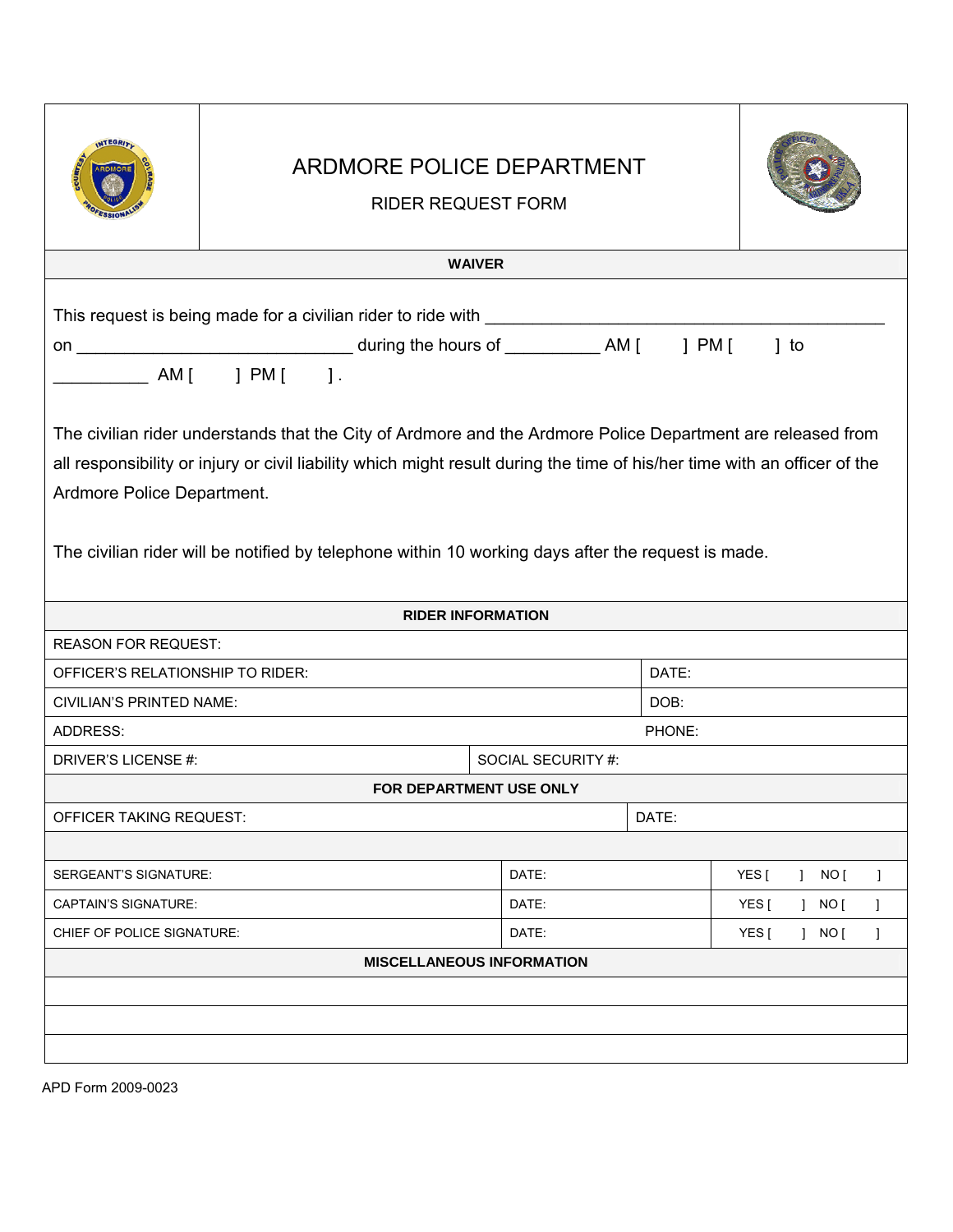# ARDMORE POLICE DEPARTMENT

## RIDER REQUEST FORM

### WAIVER

This request is being made for a civilian rider to ride with ________________________________________ on ____________________________ during the hours of __________ AM [ ] PM [ ] to __________ AM [ ] PM [ ].

The civilian rider understands that the City of Ardmore and the Ardmore Police Department are released from all responsibility or injury or civil liability which might result during the time of his/her time with an officer of the Ardmore Police Department.

The civilian rider will be notified by telephone within 10 working days after the request is made.

### RIDER INFORMATION

| | |
|---|---|
| REASON FOR REQUEST: | |
| OFFICER'S RELATIONSHIP TO RIDER: | DATE: |
| CIVILIAN'S PRINTED NAME: | DOB: |
| ADDRESS: | PHONE: |
| DRIVER'S LICENSE #: | SOCIAL SECURITY #: |

### FOR DEPARTMENT USE ONLY

| | | |
|---|---|---|
| OFFICER TAKING REQUEST: | DATE: | |
| | | |
| SERGEANT'S SIGNATURE: | DATE: | YES [ ] NO [ ] |
| CAPTAIN'S SIGNATURE: | DATE: | YES [ ] NO [ ] |
| CHIEF OF POLICE SIGNATURE: | DATE: | YES [ ] NO [ ] |

### MISCELLANEOUS INFORMATION

APD Form 2009-0023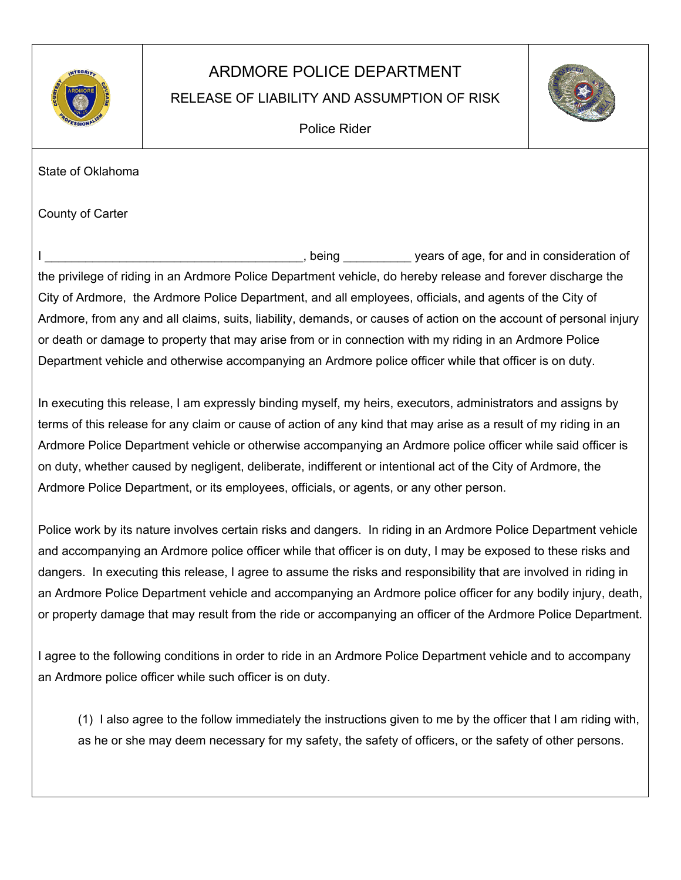# ARDMORE POLICE DEPARTMENT

## RELEASE OF LIABILITY AND ASSUMPTION OF RISK

### Police Rider

State of Oklahoma

County of Carter

I ______________________________________, being __________ years of age, for and in consideration of the privilege of riding in an Ardmore Police Department vehicle, do hereby release and forever discharge the City of Ardmore, the Ardmore Police Department, and all employees, officials, and agents of the City of Ardmore, from any and all claims, suits, liability, demands, or causes of action on the account of personal injury or death or damage to property that may arise from or in connection with my riding in an Ardmore Police Department vehicle and otherwise accompanying an Ardmore police officer while that officer is on duty.

In executing this release, I am expressly binding myself, my heirs, executors, administrators and assigns by terms of this release for any claim or cause of action of any kind that may arise as a result of my riding in an Ardmore Police Department vehicle or otherwise accompanying an Ardmore police officer while said officer is on duty, whether caused by negligent, deliberate, indifferent or intentional act of the City of Ardmore, the Ardmore Police Department, or its employees, officials, or agents, or any other person.

Police work by its nature involves certain risks and dangers. In riding in an Ardmore Police Department vehicle and accompanying an Ardmore police officer while that officer is on duty, I may be exposed to these risks and dangers. In executing this release, I agree to assume the risks and responsibility that are involved in riding in an Ardmore Police Department vehicle and accompanying an Ardmore police officer for any bodily injury, death, or property damage that may result from the ride or accompanying an officer of the Ardmore Police Department.

I agree to the following conditions in order to ride in an Ardmore Police Department vehicle and to accompany an Ardmore police officer while such officer is on duty.

(1) I also agree to the follow immediately the instructions given to me by the officer that I am riding with, as he or she may deem necessary for my safety, the safety of officers, or the safety of other persons.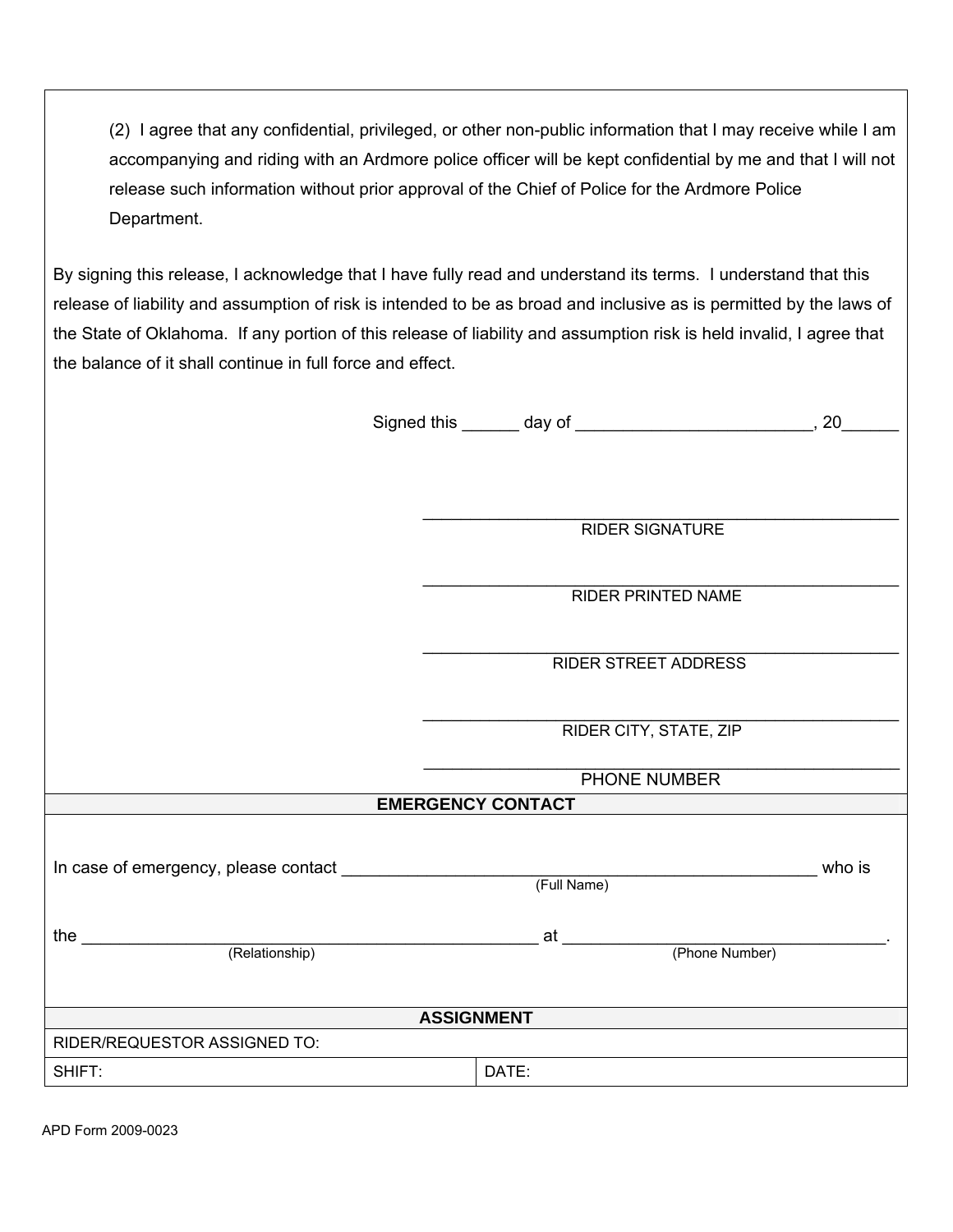(2) I agree that any confidential, privileged, or other non-public information that I may receive while I am accompanying and riding with an Ardmore police officer will be kept confidential by me and that I will not release such information without prior approval of the Chief of Police for the Ardmore Police Department.

By signing this release, I acknowledge that I have fully read and understand its terms. I understand that this release of liability and assumption of risk is intended to be as broad and inclusive as is permitted by the laws of the State of Oklahoma. If any portion of this release of liability and assumption risk is held invalid, I agree that the balance of it shall continue in full force and effect.

Signed this ______ day of _________________________, 20______

_______________________________________________
RIDER SIGNATURE

_______________________________________________
RIDER PRINTED NAME

_______________________________________________
RIDER STREET ADDRESS

_______________________________________________
RIDER CITY, STATE, ZIP

_______________________________________________
PHONE NUMBER

**EMERGENCY CONTACT**

In case of emergency, please contact ____________________________________________________ who is
(Full Name)

the _________________________________________________ at ___________________________________.
(Relationship) (Phone Number)

| ASSIGNMENT | |
|---|---|
| RIDER/REQUESTOR ASSIGNED TO: | |
| SHIFT: | DATE: |

APD Form 2009-0023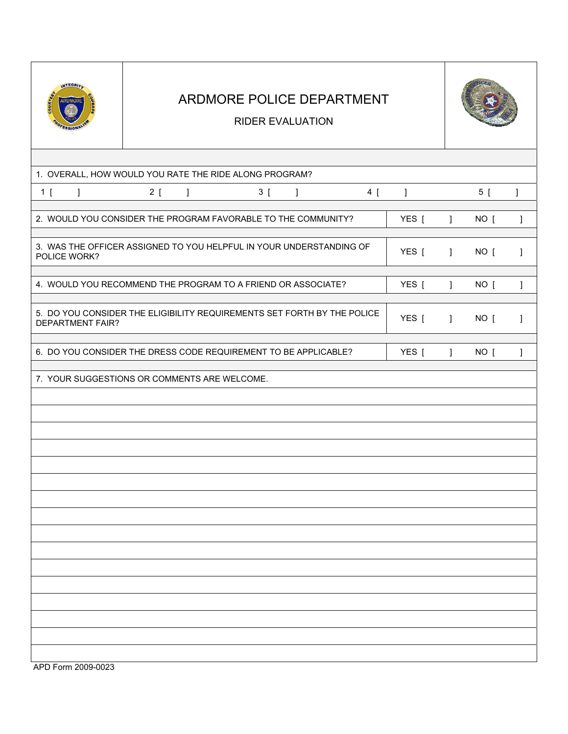# ARDMORE POLICE DEPARTMENT

## RIDER EVALUATION

1. OVERALL, HOW WOULD YOU RATE THE RIDE ALONG PROGRAM?

1 [ ]     2 [ ]     3 [ ]     4 [ ]     5 [ ]

| | | |
|---|---|---|
| 2. WOULD YOU CONSIDER THE PROGRAM FAVORABLE TO THE COMMUNITY? | YES [ ] | NO [ ] |
| 3. WAS THE OFFICER ASSIGNED TO YOU HELPFUL IN YOUR UNDERSTANDING OF POLICE WORK? | YES [ ] | NO [ ] |
| 4. WOULD YOU RECOMMEND THE PROGRAM TO A FRIEND OR ASSOCIATE? | YES [ ] | NO [ ] |
| 5. DO YOU CONSIDER THE ELIGIBILITY REQUIREMENTS SET FORTH BY THE POLICE DEPARTMENT FAIR? | YES [ ] | NO [ ] |
| 6. DO YOU CONSIDER THE DRESS CODE REQUIREMENT TO BE APPLICABLE? | YES [ ] | NO [ ] |

7. YOUR SUGGESTIONS OR COMMENTS ARE WELCOME.

APD Form 2009-0023